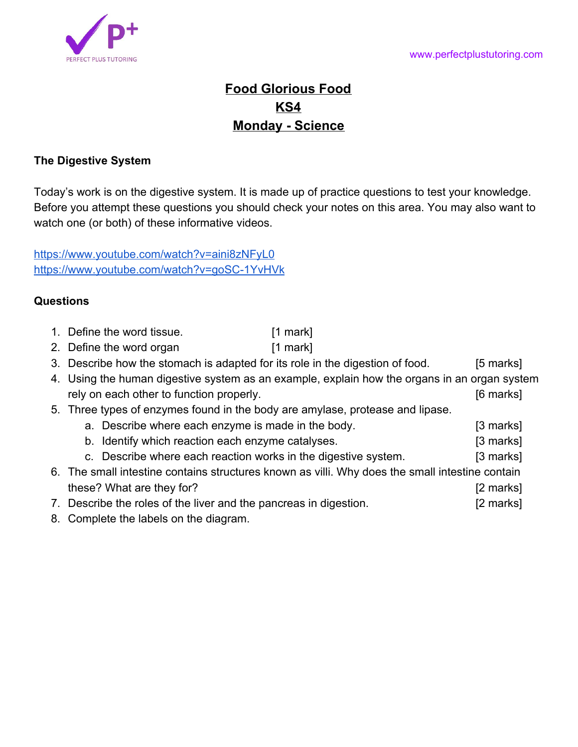PERFECT PLUS TUTORING

www.perfectplustutoring.com

# Food Glorious Food
# KS4
# Monday - Science

**The Digestive System**

Today's work is on the digestive system. It is made up of practice questions to test your knowledge. Before you attempt these questions you should check your notes on this area. You may also want to watch one (or both) of these informative videos.

https://www.youtube.com/watch?v=aini8zNFyL0
https://www.youtube.com/watch?v=goSC-1YvHVk

**Questions**

1. Define the word tissue. [1 mark]
2. Define the word organ [1 mark]
3. Describe how the stomach is adapted for its role in the digestion of food. [5 marks]
4. Using the human digestive system as an example, explain how the organs in an organ system rely on each other to function properly. [6 marks]
5. Three types of enzymes found in the body are amylase, protease and lipase.
    a. Describe where each enzyme is made in the body. [3 marks]
    b. Identify which reaction each enzyme catalyses. [3 marks]
    c. Describe where each reaction works in the digestive system. [3 marks]
6. The small intestine contains structures known as villi. Why does the small intestine contain these? What are they for? [2 marks]
7. Describe the roles of the liver and the pancreas in digestion. [2 marks]
8. Complete the labels on the diagram.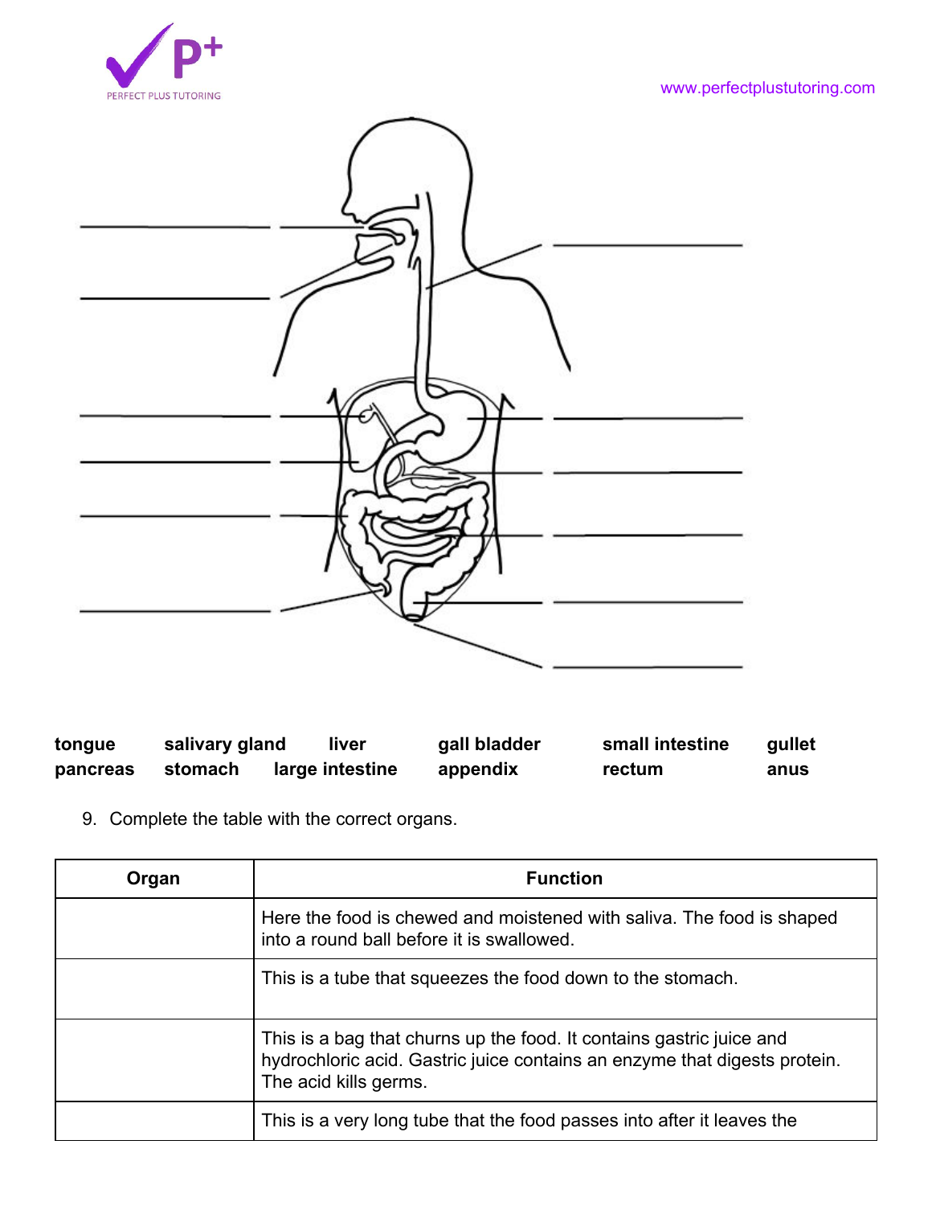tongue salivary gland liver gall bladder small intestine gullet
pancreas stomach large intestine appendix rectum anus

9. Complete the table with the correct organs.

| Organ | Function |
| --- | --- |
| | Here the food is chewed and moistened with saliva. The food is shaped into a round ball before it is swallowed. |
| | This is a tube that squeezes the food down to the stomach. |
| | This is a bag that churns up the food. It contains gastric juice and hydrochloric acid. Gastric juice contains an enzyme that digests protein. The acid kills germs. |
| | This is a very long tube that the food passes into after it leaves the |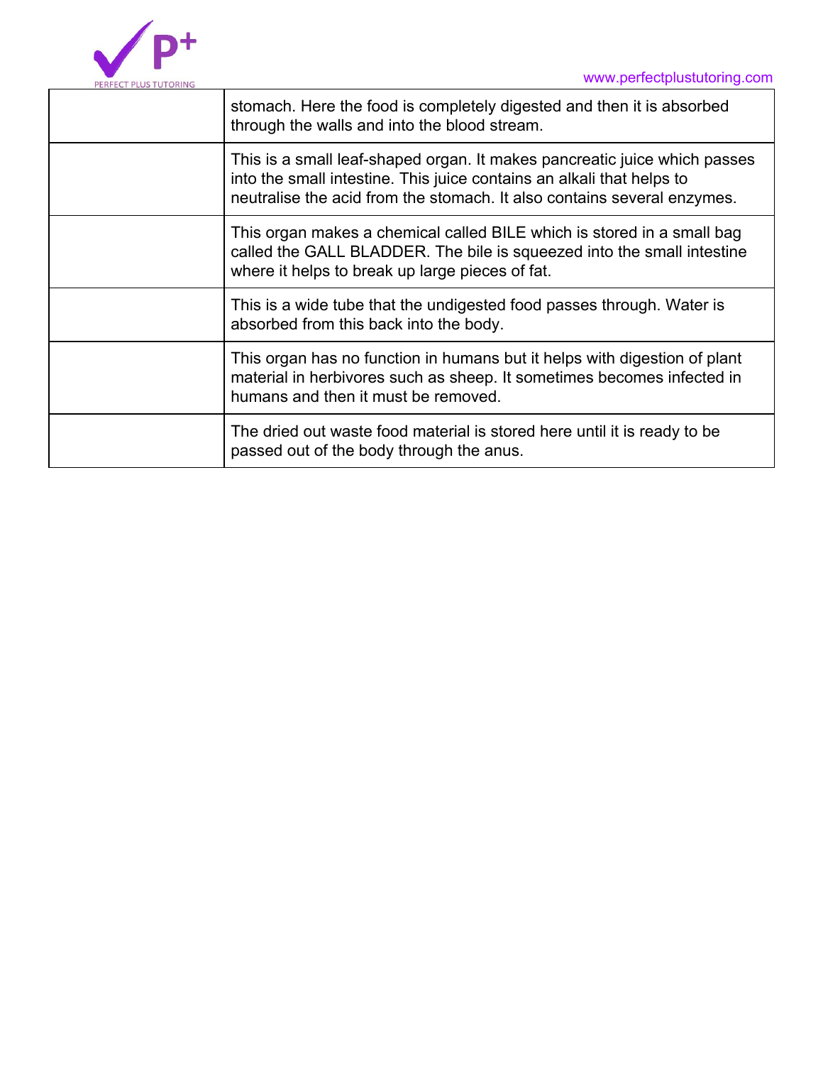| | |
|---|---|
| | stomach. Here the food is completely digested and then it is absorbed through the walls and into the blood stream. |
| | This is a small leaf-shaped organ. It makes pancreatic juice which passes into the small intestine. This juice contains an alkali that helps to neutralise the acid from the stomach. It also contains several enzymes. |
| | This organ makes a chemical called BILE which is stored in a small bag called the GALL BLADDER. The bile is squeezed into the small intestine where it helps to break up large pieces of fat. |
| | This is a wide tube that the undigested food passes through. Water is absorbed from this back into the body. |
| | This organ has no function in humans but it helps with digestion of plant material in herbivores such as sheep. It sometimes becomes infected in humans and then it must be removed. |
| | The dried out waste food material is stored here until it is ready to be passed out of the body through the anus. |